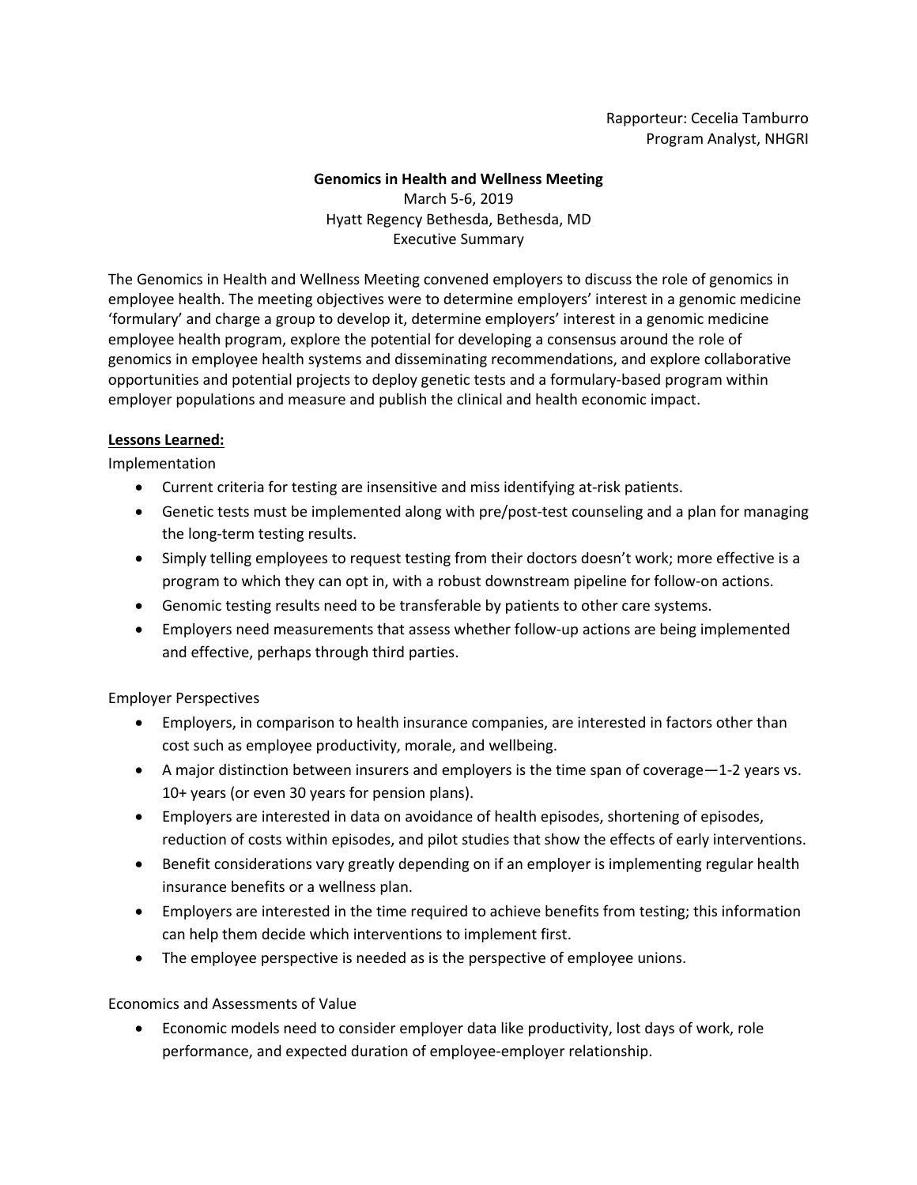Rapporteur: Cecelia Tamburro
Program Analyst, NHGRI

# Genomics in Health and Wellness Meeting

March 5-6, 2019
Hyatt Regency Bethesda, Bethesda, MD
Executive Summary

The Genomics in Health and Wellness Meeting convened employers to discuss the role of genomics in employee health. The meeting objectives were to determine employers' interest in a genomic medicine 'formulary' and charge a group to develop it, determine employers' interest in a genomic medicine employee health program, explore the potential for developing a consensus around the role of genomics in employee health systems and disseminating recommendations, and explore collaborative opportunities and potential projects to deploy genetic tests and a formulary-based program within employer populations and measure and publish the clinical and health economic impact.

## Lessons Learned:

Implementation

- Current criteria for testing are insensitive and miss identifying at-risk patients.
- Genetic tests must be implemented along with pre/post-test counseling and a plan for managing the long-term testing results.
- Simply telling employees to request testing from their doctors doesn't work; more effective is a program to which they can opt in, with a robust downstream pipeline for follow-on actions.
- Genomic testing results need to be transferable by patients to other care systems.
- Employers need measurements that assess whether follow-up actions are being implemented and effective, perhaps through third parties.

Employer Perspectives

- Employers, in comparison to health insurance companies, are interested in factors other than cost such as employee productivity, morale, and wellbeing.
- A major distinction between insurers and employers is the time span of coverage—1-2 years vs. 10+ years (or even 30 years for pension plans).
- Employers are interested in data on avoidance of health episodes, shortening of episodes, reduction of costs within episodes, and pilot studies that show the effects of early interventions.
- Benefit considerations vary greatly depending on if an employer is implementing regular health insurance benefits or a wellness plan.
- Employers are interested in the time required to achieve benefits from testing; this information can help them decide which interventions to implement first.
- The employee perspective is needed as is the perspective of employee unions.

Economics and Assessments of Value

- Economic models need to consider employer data like productivity, lost days of work, role performance, and expected duration of employee-employer relationship.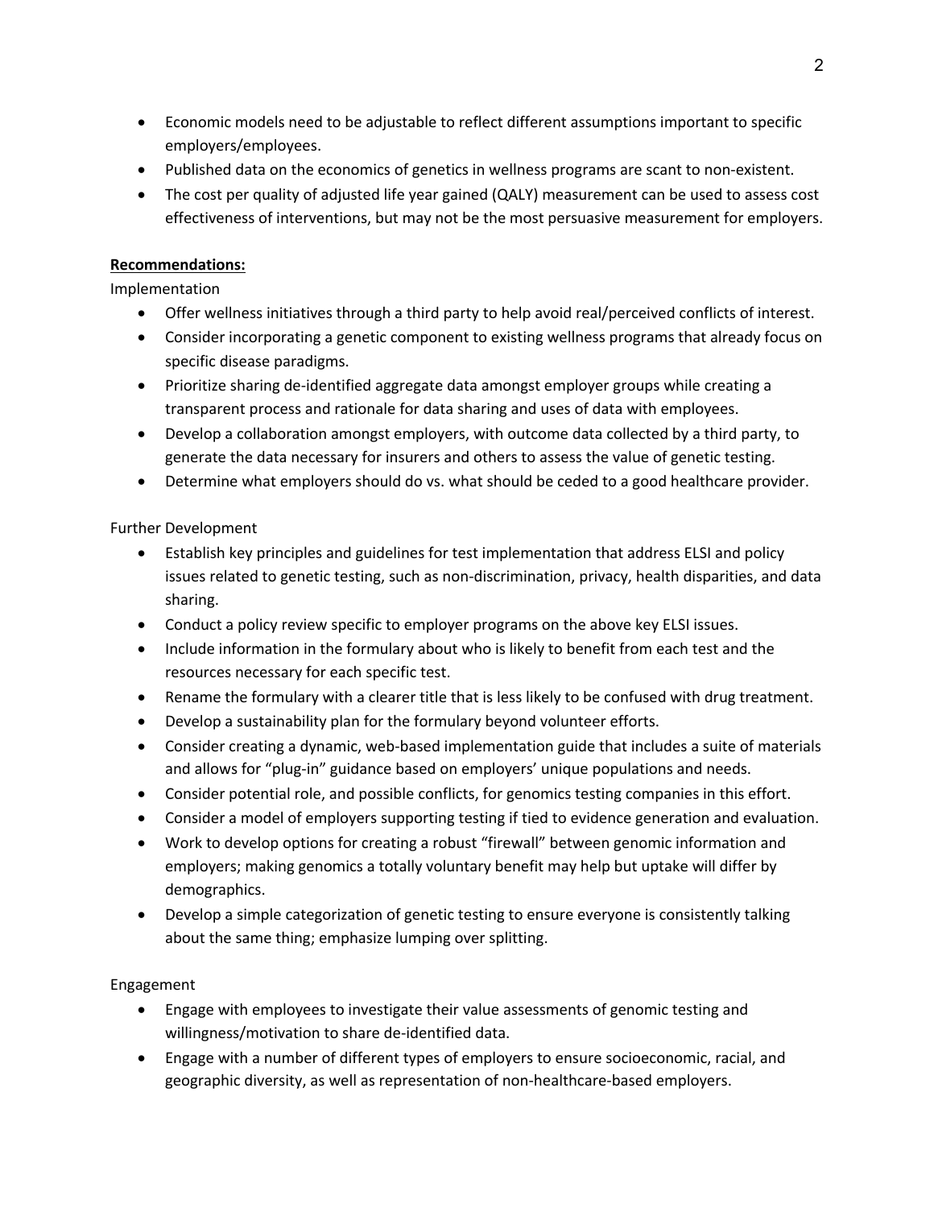- Economic models need to be adjustable to reflect different assumptions important to specific employers/employees.
- Published data on the economics of genetics in wellness programs are scant to non-existent.
- The cost per quality of adjusted life year gained (QALY) measurement can be used to assess cost effectiveness of interventions, but may not be the most persuasive measurement for employers.

**Recommendations:**

Implementation

- Offer wellness initiatives through a third party to help avoid real/perceived conflicts of interest.
- Consider incorporating a genetic component to existing wellness programs that already focus on specific disease paradigms.
- Prioritize sharing de-identified aggregate data amongst employer groups while creating a transparent process and rationale for data sharing and uses of data with employees.
- Develop a collaboration amongst employers, with outcome data collected by a third party, to generate the data necessary for insurers and others to assess the value of genetic testing.
- Determine what employers should do vs. what should be ceded to a good healthcare provider.

Further Development

- Establish key principles and guidelines for test implementation that address ELSI and policy issues related to genetic testing, such as non-discrimination, privacy, health disparities, and data sharing.
- Conduct a policy review specific to employer programs on the above key ELSI issues.
- Include information in the formulary about who is likely to benefit from each test and the resources necessary for each specific test.
- Rename the formulary with a clearer title that is less likely to be confused with drug treatment.
- Develop a sustainability plan for the formulary beyond volunteer efforts.
- Consider creating a dynamic, web-based implementation guide that includes a suite of materials and allows for "plug-in" guidance based on employers' unique populations and needs.
- Consider potential role, and possible conflicts, for genomics testing companies in this effort.
- Consider a model of employers supporting testing if tied to evidence generation and evaluation.
- Work to develop options for creating a robust "firewall" between genomic information and employers; making genomics a totally voluntary benefit may help but uptake will differ by demographics.
- Develop a simple categorization of genetic testing to ensure everyone is consistently talking about the same thing; emphasize lumping over splitting.

Engagement

- Engage with employees to investigate their value assessments of genomic testing and willingness/motivation to share de-identified data.
- Engage with a number of different types of employers to ensure socioeconomic, racial, and geographic diversity, as well as representation of non-healthcare-based employers.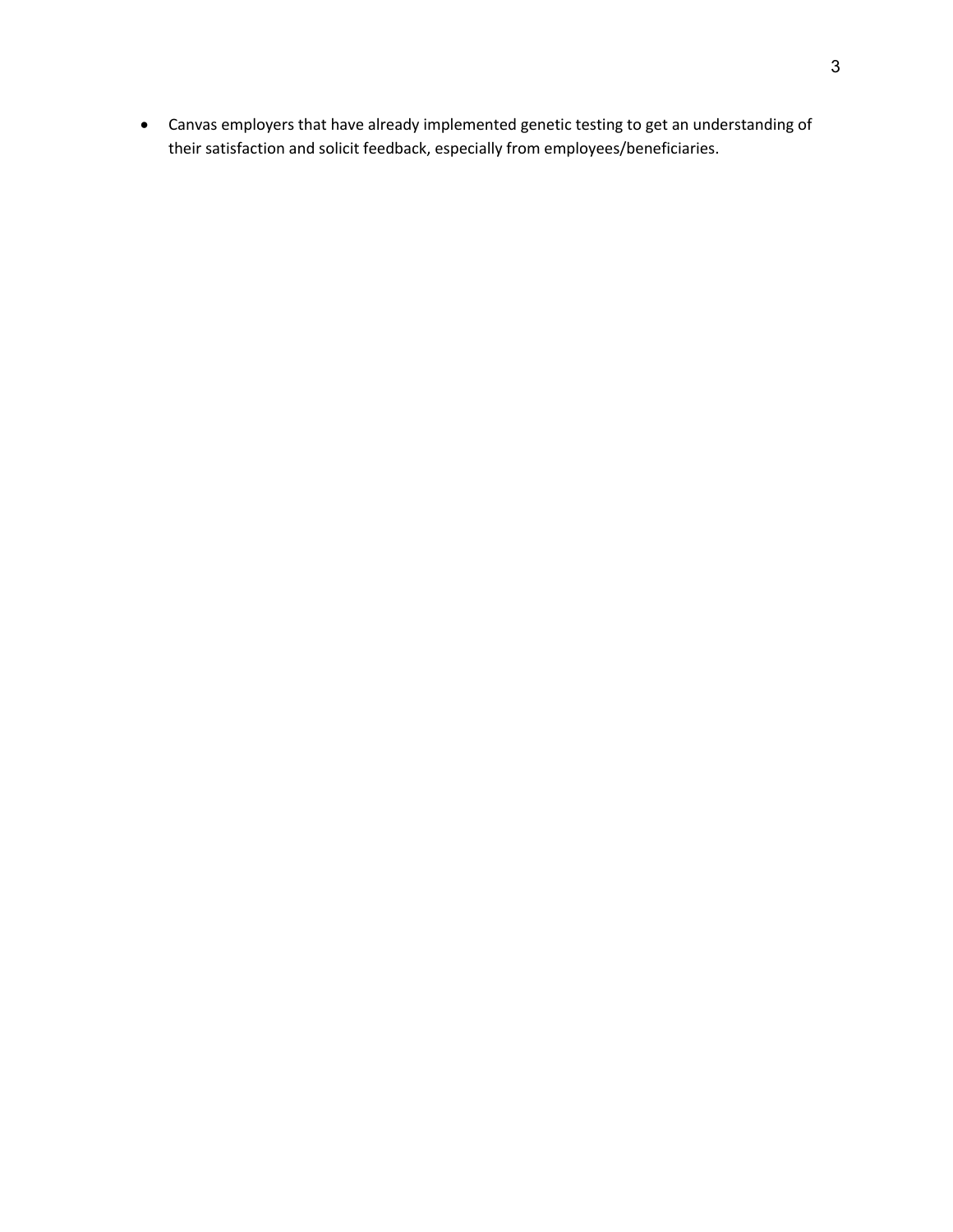- Canvas employers that have already implemented genetic testing to get an understanding of their satisfaction and solicit feedback, especially from employees/beneficiaries.